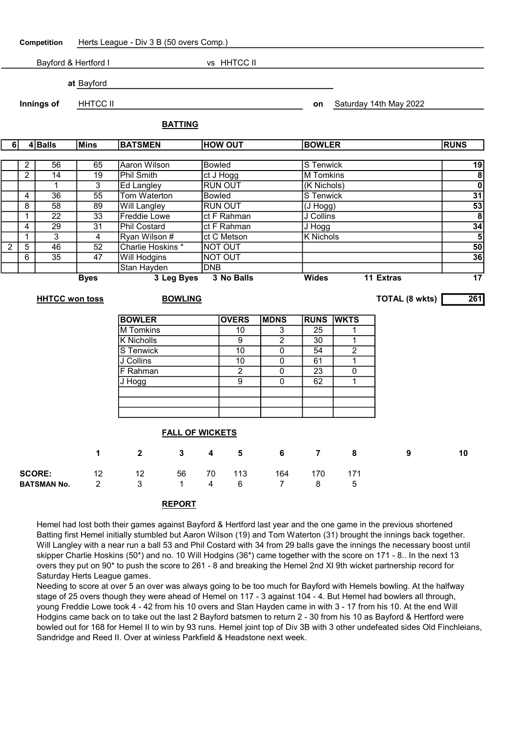**Competition** Herts League - Div 3 B (50 overs Comp.)

Bayford & Hertford I vs HHTCC II

**at** Bayford

**Innings of** HHTCC II **on** Saturday 14th May 2022

## BATTING

| 6 | 4 | Balls | Mins | BATSMEN | HOW OUT | BOWLER | RUNS |
|---|---|---|---|---|---|---|---|
| | 2 | 56 | 65 | Aaron Wilson | Bowled | S Tenwick | 19 |
| | 2 | 14 | 19 | Phil Smith | ct J Hogg | M Tomkins | 8 |
| | | 1 | 3 | Ed Langley | RUN OUT | (K Nichols) | 0 |
| | 4 | 36 | 55 | Tom Waterton | Bowled | S Tenwick | 31 |
| | 8 | 58 | 89 | Will Langley | RUN OUT | (J Hogg) | 53 |
| | 1 | 22 | 33 | Freddie Lowe | ct F Rahman | J Collins | 8 |
| | 4 | 29 | 31 | Phil Costard | ct F Rahman | J Hogg | 34 |
| | 1 | 3 | 4 | Ryan Wilson # | ct C Metson | K Nichols | 5 |
| 2 | 5 | 46 | 52 | Charlie Hoskins * | NOT OUT | | 50 |
| | 6 | 35 | 47 | Will Hodgins | NOT OUT | | 36 |
| | | | | Stan Hayden | DNB | | |

Byes | 3 Leg Byes | 3 No Balls | Wides | 11 Extras | 17

**HHTCC won toss**

**TOTAL (8 wkts) 261**

## BOWLING

| BOWLER | OVERS | MDNS | RUNS | WKTS |
|---|---|---|---|---|
| M Tomkins | 10 | 3 | 25 | 1 |
| K Nicholls | 9 | 2 | 30 | 1 |
| S Tenwick | 10 | 0 | 54 | 2 |
| J Collins | 10 | 0 | 61 | 1 |
| F Rahman | 2 | 0 | 23 | 0 |
| J Hogg | 9 | 0 | 62 | 1 |

## FALL OF WICKETS

| | 1 | 2 | 3 | 4 | 5 | 6 | 7 | 8 | 9 | 10 |
|---|---|---|---|---|---|---|---|---|---|---|
| **SCORE:** | 12 | 12 | 56 | 70 | 113 | 164 | 170 | 171 | | |
| **BATSMAN No.** | 2 | 3 | 1 | 4 | 6 | 7 | 8 | 5 | | |

## REPORT

Hemel had lost both their games against Bayford & Hertford last year and the one game in the previous shortened
Batting first Hemel initially stumbled but Aaron Wilson (19) and Tom Waterton (31) brought the innings back together. Will Langley with a near run a ball 53 and Phil Costard with 34 from 29 balls gave the innings the necessary boost until skipper Charlie Hoskins (50*) and no. 10 Will Hodgins (36*) came together with the score on 171 - 8.. In the next 13 overs they put on 90* to push the score to 261 - 8 and breaking the Hemel 2nd XI 9th wicket partnership record for Saturday Herts League games.

Needing to score at over 5 an over was always going to be too much for Bayford with Hemels bowling. At the halfway stage of 25 overs though they were ahead of Hemel on 117 - 3 against 104 - 4. But Hemel had bowlers all through, young Freddie Lowe took 4 - 42 from his 10 overs and Stan Hayden came in with 3 - 17 from his 10. At the end Will Hodgins came back on to take out the last 2 Bayford batsmen to return 2 - 30 from his 10 as Bayford & Hertford were bowled out for 168 for Hemel II to win by 93 runs. Hemel joint top of Div 3B with 3 other undefeated sides Old Finchleians, Sandridge and Reed II. Over at winless Parkfield & Headstone next week.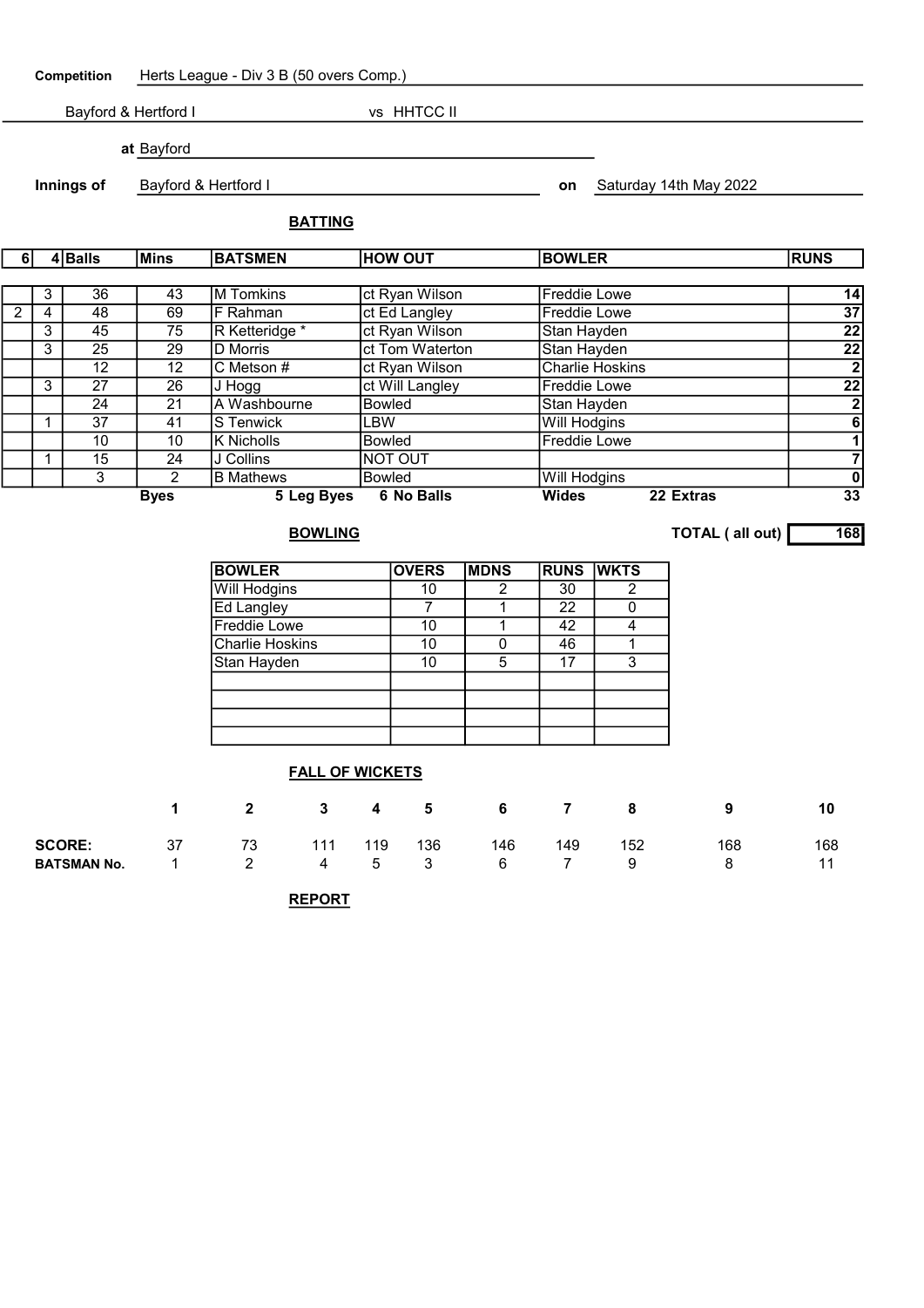**Competition** Herts League - Div 3 B (50 overs Comp.)

Bayford & Hertford I vs HHTCC II

**at** Bayford

**Innings of** Bayford & Hertford I **on** Saturday 14th May 2022

## BATTING

| 6 | 4 | Balls | Mins | BATSMEN | HOW OUT | BOWLER | RUNS |
|---|---|---|---|---|---|---|---|
| | 3 | 36 | 43 | M Tomkins | ct Ryan Wilson | Freddie Lowe | 14 |
| 2 | 4 | 48 | 69 | F Rahman | ct Ed Langley | Freddie Lowe | 37 |
| | 3 | 45 | 75 | R Ketteridge * | ct Ryan Wilson | Stan Hayden | 22 |
| | 3 | 25 | 29 | D Morris | ct Tom Waterton | Stan Hayden | 22 |
| | | 12 | 12 | C Metson # | ct Ryan Wilson | Charlie Hoskins | 2 |
| | 3 | 27 | 26 | J Hogg | ct Will Langley | Freddie Lowe | 22 |
| | | 24 | 21 | A Washbourne | Bowled | Stan Hayden | 2 |
| | 1 | 37 | 41 | S Tenwick | LBW | Will Hodgins | 6 |
| | | 10 | 10 | K Nicholls | Bowled | Freddie Lowe | 1 |
| | 1 | 15 | 24 | J Collins | NOT OUT | | 7 |
| | | 3 | 2 | B Mathews | Bowled | Will Hodgins | 0 |
| | | | Byes | 5 Leg Byes | 6 No Balls | Wides 22 Extras | 33 |

## BOWLING

**TOTAL ( all out)** 168

| BOWLER | OVERS | MDNS | RUNS | WKTS |
|---|---|---|---|---|
| Will Hodgins | 10 | 2 | 30 | 2 |
| Ed Langley | 7 | 1 | 22 | 0 |
| Freddie Lowe | 10 | 1 | 42 | 4 |
| Charlie Hoskins | 10 | 0 | 46 | 1 |
| Stan Hayden | 10 | 5 | 17 | 3 |

## FALL OF WICKETS

| | 1 | 2 | 3 | 4 | 5 | 6 | 7 | 8 | 9 | 10 |
|---|---|---|---|---|---|---|---|---|---|---|
| **SCORE:** | 37 | 73 | 111 | 119 | 136 | 146 | 149 | 152 | 168 | 168 |
| **BATSMAN No.** | 1 | 2 | 4 | 5 | 3 | 6 | 7 | 9 | 8 | 11 |

## REPORT